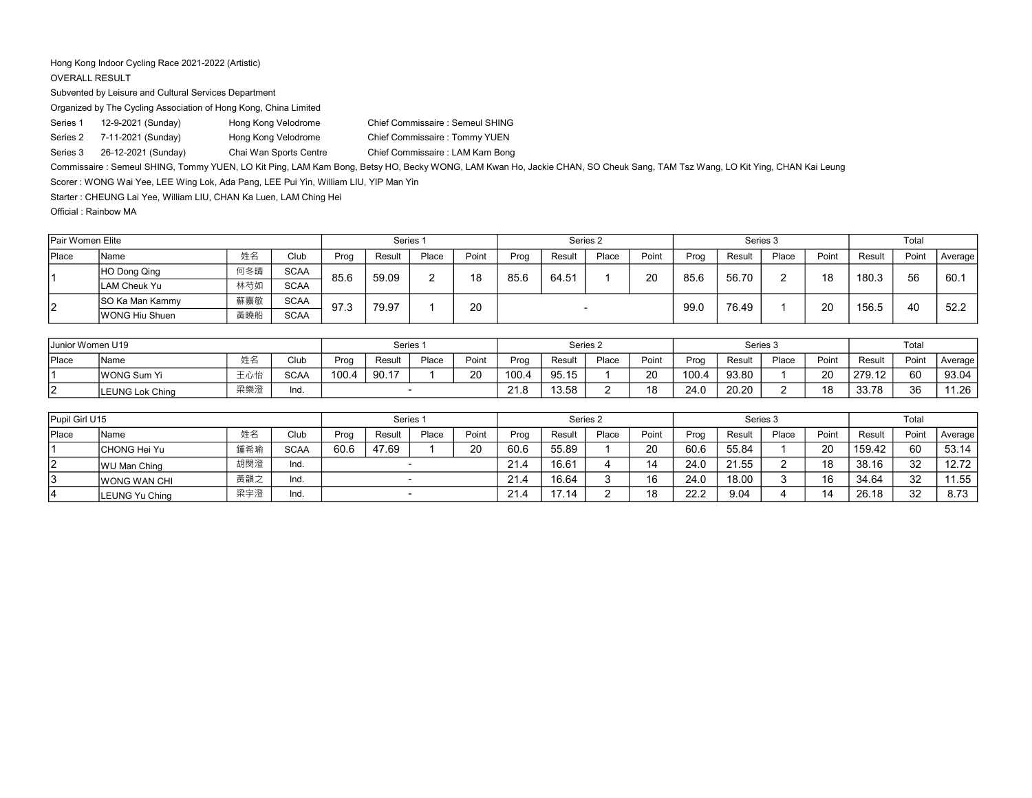Hong Kong Indoor Cycling Race 2021-2022 (Artistic)

OVERALL RESULT

Subvented by Leisure and Cultural Services Department

Organized by The Cycling Association of Hong Kong, China Limited

Series 1 12-9-2021 (Sunday) Hong Kong Velodrome Chief Commissaire : Semeul SHING

Series 2 7-11-2021 (Sunday) Hong Kong Velodrome Chief Commissaire : Tommy YUEN

Series 3 26-12-2021 (Sunday) Chai Wan Sports Centre Chief Commissaire : LAM Kam Bong

Commissaire : Semeul SHING, Tommy YUEN, LO Kit Ping, LAM Kam Bong, Betsy HO, Becky WONG, LAM Kwan Ho, Jackie CHAN, SO Cheuk Sang, TAM Tsz Wang, LO Kit Ying, CHAN Kai Leung

Scorer : WONG Wai Yee, LEE Wing Lok, Ada Pang, LEE Pui Yin, William LIU, YIP Man Yin

Starter : CHEUNG Lai Yee, William LIU, CHAN Ka Luen, LAM Ching Hei

Official : Rainbow MA

| Pair Women Elite | | | | Series 1 | | | | Series 2 | | | | Series 3 | | | | Total | | |
|---|---|---|---|---|---|---|---|---|---|---|---|---|---|---|---|---|---|---|
| Place | Name | 姓名 | Club | Prog | Result | Place | Point | Prog | Result | Place | Point | Prog | Result | Place | Point | Result | Point | Average |
| 1 | HO Dong Qing | 何冬晴 | SCAA | 85.6 | 59.09 | 2 | 18 | 85.6 | 64.51 | 1 | 20 | 85.6 | 56.70 | 2 | 18 | 180.3 | 56 | 60.1 |
| | LAM Cheuk Yu | 林芍如 | SCAA | | | | | | | | | | | | | | | |
| 2 | SO Ka Man Kammy | 蘇嘉敏 | SCAA | 97.3 | 79.97 | 1 | 20 | - | | | | 99.0 | 76.49 | 1 | 20 | 156.5 | 40 | 52.2 |
| | WONG Hiu Shuen | 黃曉船 | SCAA | | | | | | | | | | | | | | | |

| Junior Women U19 | | | | Series 1 | | | | Series 2 | | | | Series 3 | | | | Total | | |
|---|---|---|---|---|---|---|---|---|---|---|---|---|---|---|---|---|---|---|
| Place | Name | 姓名 | Club | Prog | Result | Place | Point | Prog | Result | Place | Point | Prog | Result | Place | Point | Result | Point | Average |
| 1 | WONG Sum Yi | 王心怡 | SCAA | 100.4 | 90.17 | 1 | 20 | 100.4 | 95.15 | 1 | 20 | 100.4 | 93.80 | 1 | 20 | 279.12 | 60 | 93.04 |
| 2 | LEUNG Lok Ching | 梁樂澄 | Ind. | - | | | | 21.8 | 13.58 | 2 | 18 | 24.0 | 20.20 | 2 | 18 | 33.78 | 36 | 11.26 |

| Pupil Girl U15 | | | | Series 1 | | | | Series 2 | | | | Series 3 | | | | Total | | |
|---|---|---|---|---|---|---|---|---|---|---|---|---|---|---|---|---|---|---|
| Place | Name | 姓名 | Club | Prog | Result | Place | Point | Prog | Result | Place | Point | Prog | Result | Place | Point | Result | Point | Average |
| 1 | CHONG Hei Yu | 鍾希瑜 | SCAA | 60.6 | 47.69 | 1 | 20 | 60.6 | 55.89 | 1 | 20 | 60.6 | 55.84 | 1 | 20 | 159.42 | 60 | 53.14 |
| 2 | WU Man Ching | 胡閔澄 | Ind. | - | | | | 21.4 | 16.61 | 4 | 14 | 24.0 | 21.55 | 2 | 18 | 38.16 | 32 | 12.72 |
| 3 | WONG WAN CHI | 黃韻之 | Ind. | - | | | | 21.4 | 16.64 | 3 | 16 | 24.0 | 18.00 | 3 | 16 | 34.64 | 32 | 11.55 |
| 4 | LEUNG Yu Ching | 梁宇澄 | Ind. | - | | | | 21.4 | 17.14 | 2 | 18 | 22.2 | 9.04 | 4 | 14 | 26.18 | 32 | 8.73 |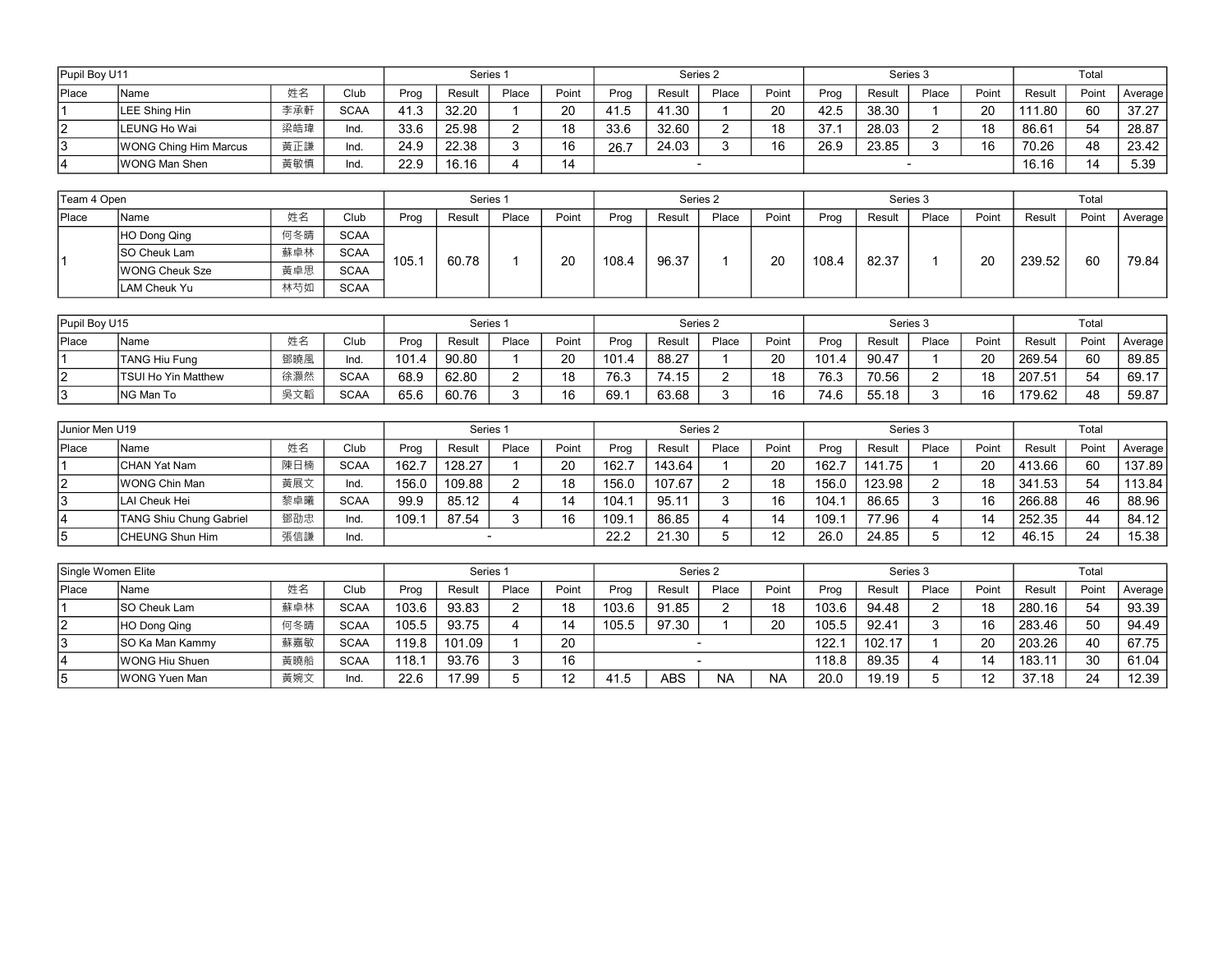| Pupil Boy U11 | | | | Series 1 | | | | Series 2 | | | | Series 3 | | | | Total | | |
|---|---|---|---|---|---|---|---|---|---|---|---|---|---|---|---|---|---|---|
| Place | Name | 姓名 | Club | Prog | Result | Place | Point | Prog | Result | Place | Point | Prog | Result | Place | Point | Result | Point | Average |
| 1 | LEE Shing Hin | 李承軒 | SCAA | 41.3 | 32.20 | 1 | 20 | 41.5 | 41.30 | 1 | 20 | 42.5 | 38.30 | 1 | 20 | 111.80 | 60 | 37.27 |
| 2 | LEUNG Ho Wai | 梁皓瑋 | Ind. | 33.6 | 25.98 | 2 | 18 | 33.6 | 32.60 | 2 | 18 | 37.1 | 28.03 | 2 | 18 | 86.61 | 54 | 28.87 |
| 3 | WONG Ching Him Marcus | 黃正謙 | Ind. | 24.9 | 22.38 | 3 | 16 | 26.7 | 24.03 | 3 | 16 | 26.9 | 23.85 | 3 | 16 | 70.26 | 48 | 23.42 |
| 4 | WONG Man Shen | 黃敏慎 | Ind. | 22.9 | 16.16 | 4 | 14 | - | | | | - | | | | 16.16 | 14 | 5.39 |

| Team 4 Open | | | | Series 1 | | | | Series 2 | | | | Series 3 | | | | Total | | |
|---|---|---|---|---|---|---|---|---|---|---|---|---|---|---|---|---|---|---|
| Place | Name | 姓名 | Club | Prog | Result | Place | Point | Prog | Result | Place | Point | Prog | Result | Place | Point | Result | Point | Average |
| 1 | HO Dong Qing | 何冬晴 | SCAA | 105.1 | 60.78 | 1 | 20 | 108.4 | 96.37 | 1 | 20 | 108.4 | 82.37 | 1 | 20 | 239.52 | 60 | 79.84 |
| | SO Cheuk Lam | 蘇卓林 | SCAA | | | | | | | | | | | | | | | |
| | WONG Cheuk Sze | 黃卓思 | SCAA | | | | | | | | | | | | | | | |
| | LAM Cheuk Yu | 林芍如 | SCAA | | | | | | | | | | | | | | | |

| Pupil Boy U15 | | | | Series 1 | | | | Series 2 | | | | Series 3 | | | | Total | | |
|---|---|---|---|---|---|---|---|---|---|---|---|---|---|---|---|---|---|---|
| Place | Name | 姓名 | Club | Prog | Result | Place | Point | Prog | Result | Place | Point | Prog | Result | Place | Point | Result | Point | Average |
| 1 | TANG Hiu Fung | 鄧曉風 | Ind. | 101.4 | 90.80 | 1 | 20 | 101.4 | 88.27 | 1 | 20 | 101.4 | 90.47 | 1 | 20 | 269.54 | 60 | 89.85 |
| 2 | TSUI Ho Yin Matthew | 徐灝然 | SCAA | 68.9 | 62.80 | 2 | 18 | 76.3 | 74.15 | 2 | 18 | 76.3 | 70.56 | 2 | 18 | 207.51 | 54 | 69.17 |
| 3 | NG Man To | 吳文韜 | SCAA | 65.6 | 60.76 | 3 | 16 | 69.1 | 63.68 | 3 | 16 | 74.6 | 55.18 | 3 | 16 | 179.62 | 48 | 59.87 |

| Junior Men U19 | | | | Series 1 | | | | Series 2 | | | | Series 3 | | | | Total | | |
|---|---|---|---|---|---|---|---|---|---|---|---|---|---|---|---|---|---|---|
| Place | Name | 姓名 | Club | Prog | Result | Place | Point | Prog | Result | Place | Point | Prog | Result | Place | Point | Result | Point | Average |
| 1 | CHAN Yat Nam | 陳日楠 | SCAA | 162.7 | 128.27 | 1 | 20 | 162.7 | 143.64 | 1 | 20 | 162.7 | 141.75 | 1 | 20 | 413.66 | 60 | 137.89 |
| 2 | WONG Chin Man | 黃展文 | Ind. | 156.0 | 109.88 | 2 | 18 | 156.0 | 107.67 | 2 | 18 | 156.0 | 123.98 | 2 | 18 | 341.53 | 54 | 113.84 |
| 3 | LAI Cheuk Hei | 黎卓曦 | SCAA | 99.9 | 85.12 | 4 | 14 | 104.1 | 95.11 | 3 | 16 | 104.1 | 86.65 | 3 | 16 | 266.88 | 46 | 88.96 |
| 4 | TANG Shiu Chung Gabriel | 鄧劭忠 | Ind. | 109.1 | 87.54 | 3 | 16 | 109.1 | 86.85 | 4 | 14 | 109.1 | 77.96 | 4 | 14 | 252.35 | 44 | 84.12 |
| 5 | CHEUNG Shun Him | 張信謙 | Ind. | - | | | | 22.2 | 21.30 | 5 | 12 | 26.0 | 24.85 | 5 | 12 | 46.15 | 24 | 15.38 |

| Single Women Elite | | | | Series 1 | | | | Series 2 | | | | Series 3 | | | | Total | | |
|---|---|---|---|---|---|---|---|---|---|---|---|---|---|---|---|---|---|---|
| Place | Name | 姓名 | Club | Prog | Result | Place | Point | Prog | Result | Place | Point | Prog | Result | Place | Point | Result | Point | Average |
| 1 | SO Cheuk Lam | 蘇卓林 | SCAA | 103.6 | 93.83 | 2 | 18 | 103.6 | 91.85 | 2 | 18 | 103.6 | 94.48 | 2 | 18 | 280.16 | 54 | 93.39 |
| 2 | HO Dong Qing | 何冬晴 | SCAA | 105.5 | 93.75 | 4 | 14 | 105.5 | 97.30 | 1 | 20 | 105.5 | 92.41 | 3 | 16 | 283.46 | 50 | 94.49 |
| 3 | SO Ka Man Kammy | 蘇嘉敏 | SCAA | 119.8 | 101.09 | 1 | 20 | - | | | | 122.1 | 102.17 | 1 | 20 | 203.26 | 40 | 67.75 |
| 4 | WONG Hiu Shuen | 黃曉船 | SCAA | 118.1 | 93.76 | 3 | 16 | - | | | | 118.8 | 89.35 | 4 | 14 | 183.11 | 30 | 61.04 |
| 5 | WONG Yuen Man | 黃婉文 | Ind. | 22.6 | 17.99 | 5 | 12 | 41.5 | ABS | NA | NA | 20.0 | 19.19 | 5 | 12 | 37.18 | 24 | 12.39 |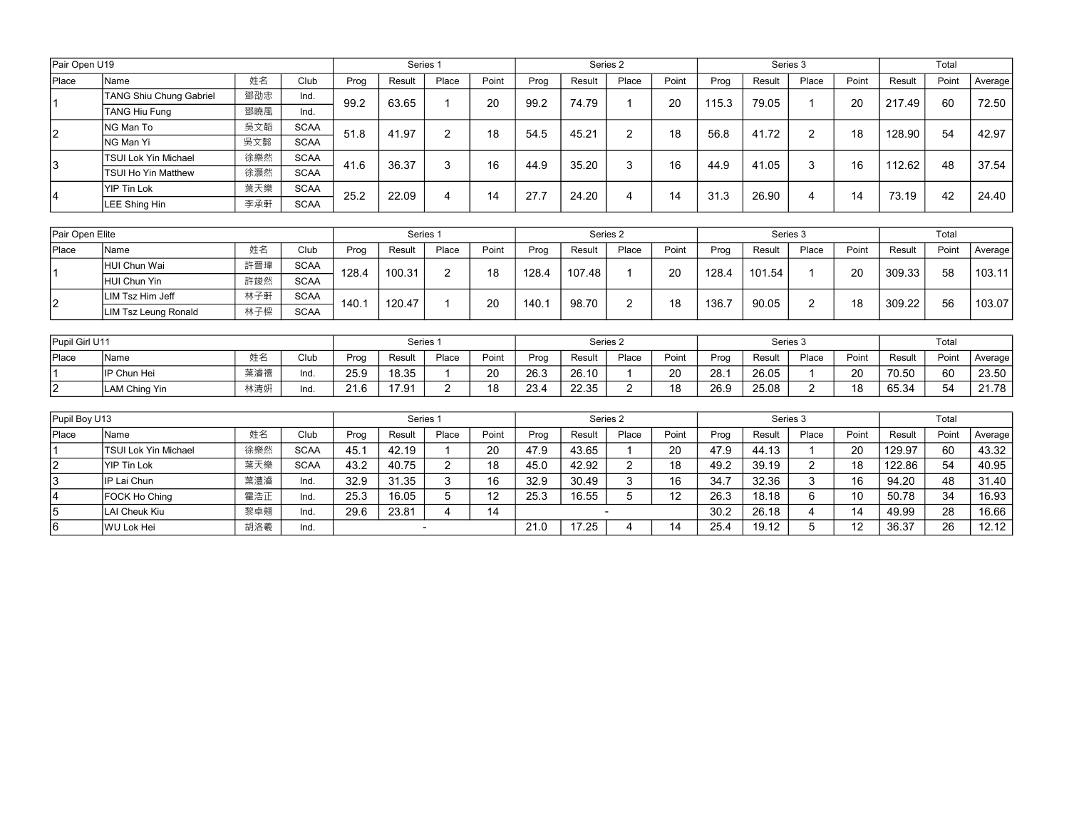| Pair Open U19 | | | | Series 1 | | | | Series 2 | | | | Series 3 | | | | Total | | |
|---|---|---|---|---|---|---|---|---|---|---|---|---|---|---|---|---|---|---|
| Place | Name | 姓名 | Club | Prog | Result | Place | Point | Prog | Result | Place | Point | Prog | Result | Place | Point | Result | Point | Average |
| 1 | TANG Shiu Chung Gabriel | 鄧劭忠 | Ind. | 99.2 | 63.65 | 1 | 20 | 99.2 | 74.79 | 1 | 20 | 115.3 | 79.05 | 1 | 20 | 217.49 | 60 | 72.50 |
| | TANG Hiu Fung | 鄧曉風 | Ind. | | | | | | | | | | | | | | | |
| 2 | NG Man To | 吳文韜 | SCAA | 51.8 | 41.97 | 2 | 18 | 54.5 | 45.21 | 2 | 18 | 56.8 | 41.72 | 2 | 18 | 128.90 | 54 | 42.97 |
| | NG Man Yi | 吳文懿 | SCAA | | | | | | | | | | | | | | | |
| 3 | TSUI Lok Yin Michael | 徐樂然 | SCAA | 41.6 | 36.37 | 3 | 16 | 44.9 | 35.20 | 3 | 16 | 44.9 | 41.05 | 3 | 16 | 112.62 | 48 | 37.54 |
| | TSUI Ho Yin Matthew | 徐灝然 | SCAA | | | | | | | | | | | | | | | |
| 4 | YIP Tin Lok | 葉天樂 | SCAA | 25.2 | 22.09 | 4 | 14 | 27.7 | 24.20 | 4 | 14 | 31.3 | 26.90 | 4 | 14 | 73.19 | 42 | 24.40 |
| | LEE Shing Hin | 李承軒 | SCAA | | | | | | | | | | | | | | | |

| Pair Open Elite | | | | Series 1 | | | | Series 2 | | | | Series 3 | | | | Total | | |
|---|---|---|---|---|---|---|---|---|---|---|---|---|---|---|---|---|---|---|
| Place | Name | 姓名 | Club | Prog | Result | Place | Point | Prog | Result | Place | Point | Prog | Result | Place | Point | Result | Point | Average |
| 1 | HUI Chun Wai | 許晉瑋 | SCAA | 128.4 | 100.31 | 2 | 18 | 128.4 | 107.48 | 1 | 20 | 128.4 | 101.54 | 1 | 20 | 309.33 | 58 | 103.11 |
| | HUI Chun Yin | 許竣然 | SCAA | | | | | | | | | | | | | | | |
| 2 | LIM Tsz Him Jeff | 林子軒 | SCAA | 140.1 | 120.47 | 1 | 20 | 140.1 | 98.70 | 2 | 18 | 136.7 | 90.05 | 2 | 18 | 309.22 | 56 | 103.07 |
| | LIM Tsz Leung Ronald | 林子樑 | SCAA | | | | | | | | | | | | | | | |

| Pupil Girl U11 | | | | Series 1 | | | | Series 2 | | | | Series 3 | | | | Total | | |
|---|---|---|---|---|---|---|---|---|---|---|---|---|---|---|---|---|---|---|
| Place | Name | 姓名 | Club | Prog | Result | Place | Point | Prog | Result | Place | Point | Prog | Result | Place | Point | Result | Point | Average |
| 1 | IP Chun Hei | 葉濬禧 | Ind. | 25.9 | 18.35 | 1 | 20 | 26.3 | 26.10 | 1 | 20 | 28.1 | 26.05 | 1 | 20 | 70.50 | 60 | 23.50 |
| 2 | LAM Ching Yin | 林清妍 | Ind. | 21.6 | 17.91 | 2 | 18 | 23.4 | 22.35 | 2 | 18 | 26.9 | 25.08 | 2 | 18 | 65.34 | 54 | 21.78 |

| Pupil Boy U13 | | | | Series 1 | | | | Series 2 | | | | Series 3 | | | | Total | | |
|---|---|---|---|---|---|---|---|---|---|---|---|---|---|---|---|---|---|---|
| Place | Name | 姓名 | Club | Prog | Result | Place | Point | Prog | Result | Place | Point | Prog | Result | Place | Point | Result | Point | Average |
| 1 | TSUI Lok Yin Michael | 徐樂然 | SCAA | 45.1 | 42.19 | 1 | 20 | 47.9 | 43.65 | 1 | 20 | 47.9 | 44.13 | 1 | 20 | 129.97 | 60 | 43.32 |
| 2 | YIP Tin Lok | 葉天樂 | SCAA | 43.2 | 40.75 | 2 | 18 | 45.0 | 42.92 | 2 | 18 | 49.2 | 39.19 | 2 | 18 | 122.86 | 54 | 40.95 |
| 3 | IP Lai Chun | 葉澧濬 | Ind. | 32.9 | 31.35 | 3 | 16 | 32.9 | 30.49 | 3 | 16 | 34.7 | 32.36 | 3 | 16 | 94.20 | 48 | 31.40 |
| 4 | FOCK Ho Ching | 霍浩正 | Ind. | 25.3 | 16.05 | 5 | 12 | 25.3 | 16.55 | 5 | 12 | 26.3 | 18.18 | 6 | 10 | 50.78 | 34 | 16.93 |
| 5 | LAI Cheuk Kiu | 黎卓翹 | Ind. | 29.6 | 23.81 | 4 | 14 | - | | | | 30.2 | 26.18 | 4 | 14 | 49.99 | 28 | 16.66 |
| 6 | WU Lok Hei | 胡洛羲 | Ind. | - | | | | 21.0 | 17.25 | 4 | 14 | 25.4 | 19.12 | 5 | 12 | 36.37 | 26 | 12.12 |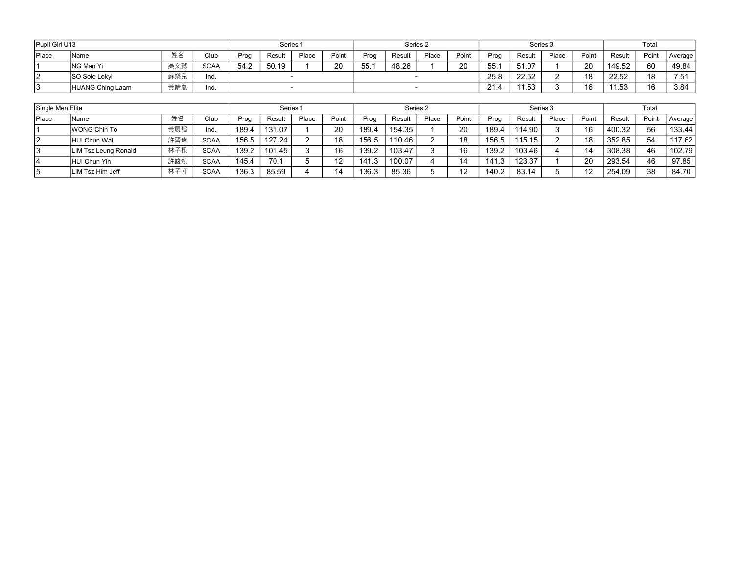| Pupil Girl U13 | | | | Series 1 | | | | Series 2 | | | | Series 3 | | | | Total | | |
|---|---|---|---|---|---|---|---|---|---|---|---|---|---|---|---|---|---|---|
| Place | Name | 姓名 | Club | Prog | Result | Place | Point | Prog | Result | Place | Point | Prog | Result | Place | Point | Result | Point | Average |
| 1 | NG Man Yi | 吳文懿 | SCAA | 54.2 | 50.19 | 1 | 20 | 55.1 | 48.26 | 1 | 20 | 55.1 | 51.07 | 1 | 20 | 149.52 | 60 | 49.84 |
| 2 | SO Soie Lokyi | 蘇樂兒 | Ind. | - | | | | - | | | | 25.8 | 22.52 | 2 | 18 | 22.52 | 18 | 7.51 |
| 3 | HUANG Ching Laam | 黃靖嵐 | Ind. | - | | | | - | | | | 21.4 | 11.53 | 3 | 16 | 11.53 | 16 | 3.84 |

| Single Men Elite | | | | Series 1 | | | | Series 2 | | | | Series 3 | | | | Total | | |
|---|---|---|---|---|---|---|---|---|---|---|---|---|---|---|---|---|---|---|
| Place | Name | 姓名 | Club | Prog | Result | Place | Point | Prog | Result | Place | Point | Prog | Result | Place | Point | Result | Point | Average |
| 1 | WONG Chin To | 黃展韜 | Ind. | 189.4 | 131.07 | 1 | 20 | 189.4 | 154.35 | 1 | 20 | 189.4 | 114.90 | 3 | 16 | 400.32 | 56 | 133.44 |
| 2 | HUI Chun Wai | 許晉瑋 | SCAA | 156.5 | 127.24 | 2 | 18 | 156.5 | 110.46 | 2 | 18 | 156.5 | 115.15 | 2 | 18 | 352.85 | 54 | 117.62 |
| 3 | LIM Tsz Leung Ronald | 林子樑 | SCAA | 139.2 | 101.45 | 3 | 16 | 139.2 | 103.47 | 3 | 16 | 139.2 | 103.46 | 4 | 14 | 308.38 | 46 | 102.79 |
| 4 | HUI Chun Yin | 許竣然 | SCAA | 145.4 | 70.1 | 5 | 12 | 141.3 | 100.07 | 4 | 14 | 141.3 | 123.37 | 1 | 20 | 293.54 | 46 | 97.85 |
| 5 | LIM Tsz Him Jeff | 林子軒 | SCAA | 136.3 | 85.59 | 4 | 14 | 136.3 | 85.36 | 5 | 12 | 140.2 | 83.14 | 5 | 12 | 254.09 | 38 | 84.70 |